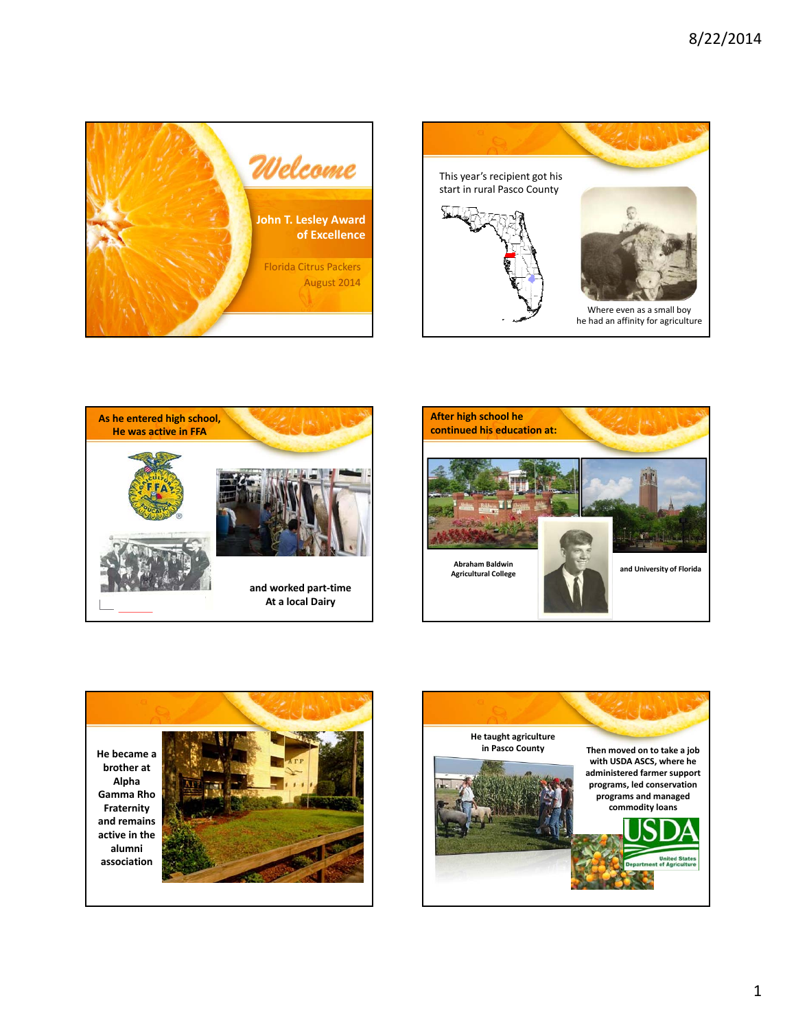## Welcome

**John T. Lesley Award of Excellence**

Florida Citrus Packers
August 2014

---

This year's recipient got his start in rural Pasco County

Where even as a small boy he had an affinity for agriculture

---

**As he entered high school, He was active in FFA**

**and worked part-time At a local Dairy**

---

**After high school he continued his education at:**

**Abraham Baldwin Agricultural College**

**and University of Florida**

---

**He became a brother at Alpha Gamma Rho Fraternity and remains active in the alumni association**

---

**He taught agriculture in Pasco County**

**Then moved on to take a job with USDA ASCS, where he administered farmer support programs, led conservation programs and managed commodity loans**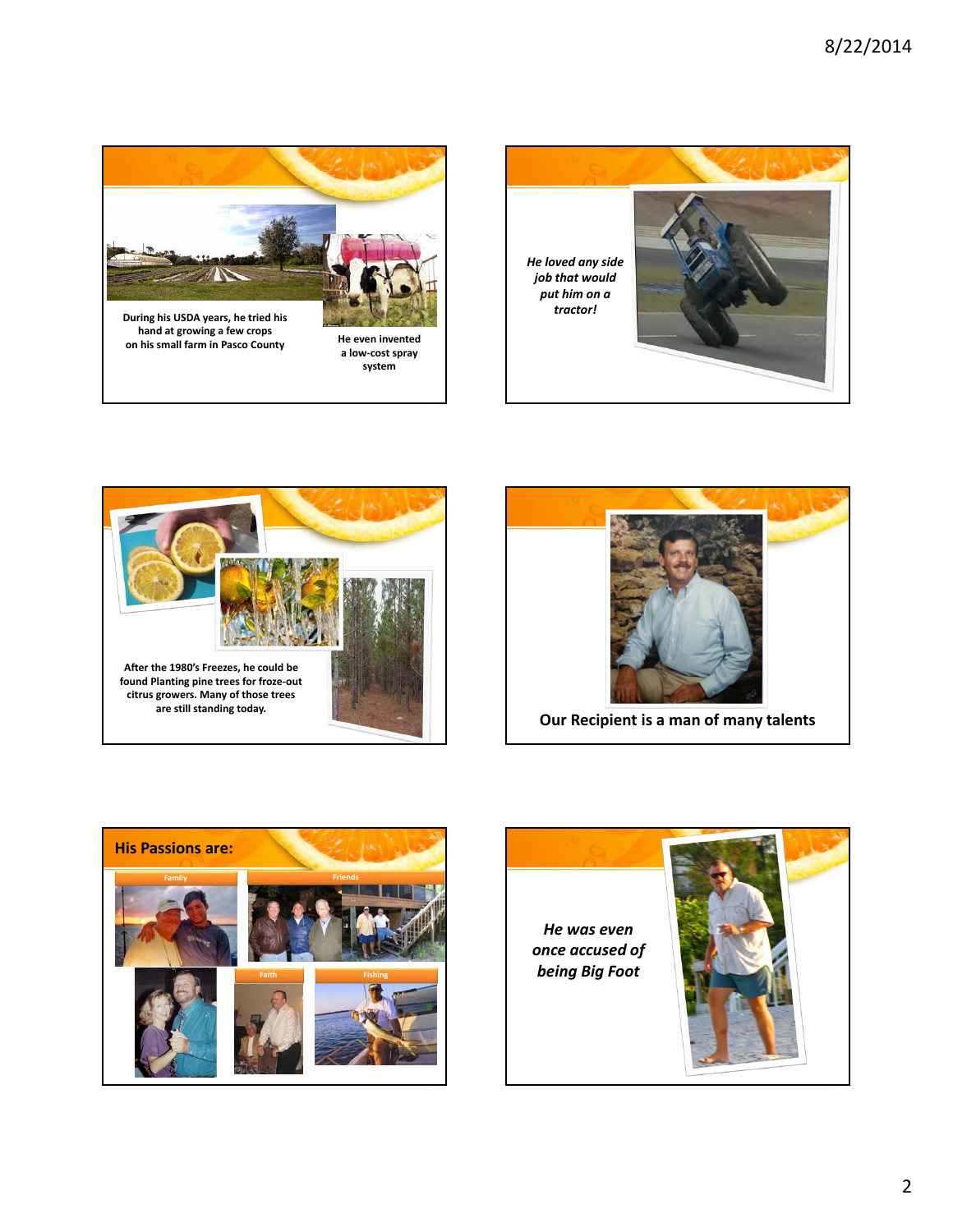During his USDA years, he tried his hand at growing a few crops on his small farm in Pasco County

He even invented a low-cost spray system

*He loved any side job that would put him on a tractor!*

After the 1980's Freezes, he could be found Planting pine trees for froze-out citrus growers. Many of those trees are still standing today.

**Our Recipient is a man of many talents**

## His Passions are:

Family

Friends

Faith

Fishing

*He was even once accused of being Big Foot*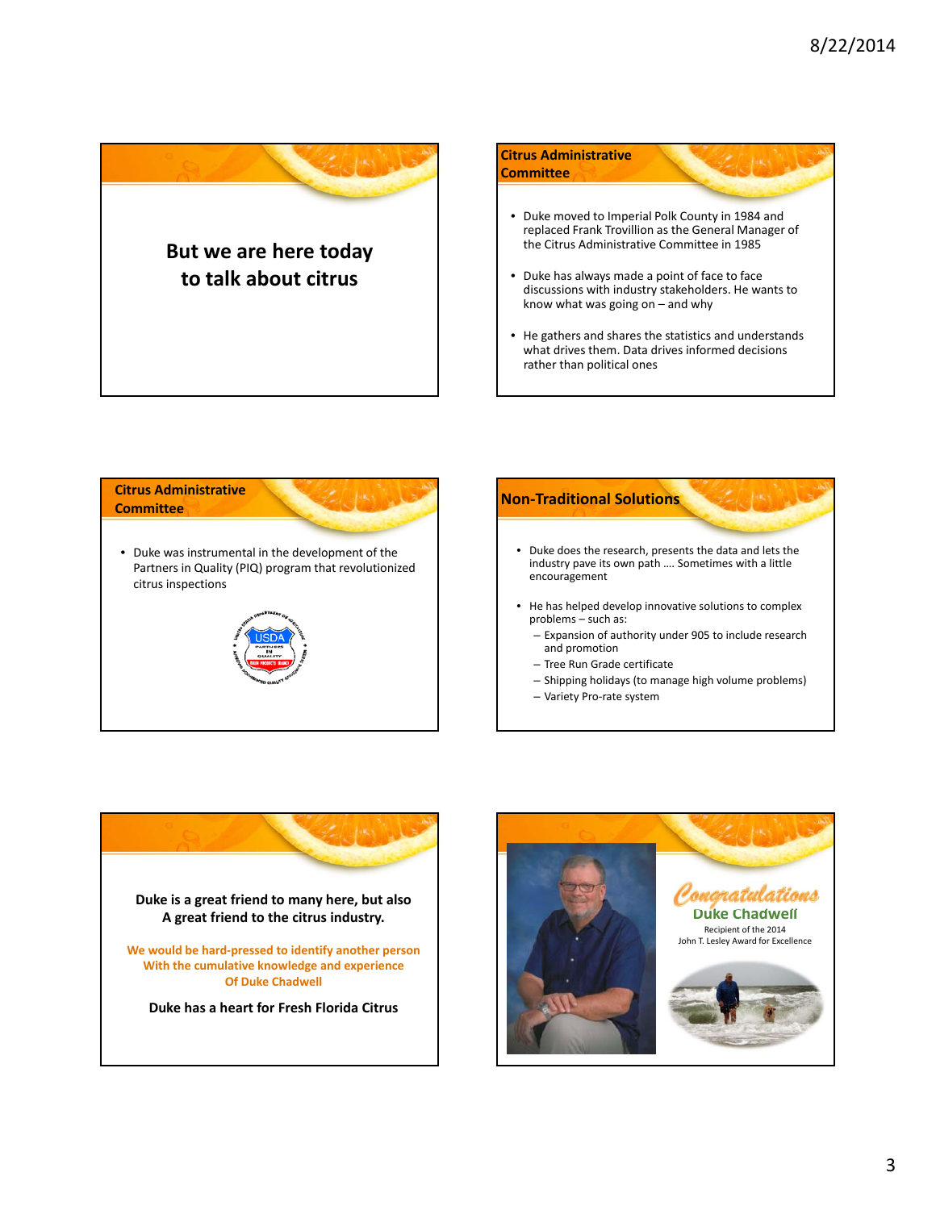But we are here today to talk about citrus

## Citrus Administrative Committee

- Duke moved to Imperial Polk County in 1984 and replaced Frank Trovillion as the General Manager of the Citrus Administrative Committee in 1985
- Duke has always made a point of face to face discussions with industry stakeholders. He wants to know what was going on – and why
- He gathers and shares the statistics and understands what drives them. Data drives informed decisions rather than political ones

## Citrus Administrative Committee

- Duke was instrumental in the development of the Partners in Quality (PIQ) program that revolutionized citrus inspections

## Non-Traditional Solutions

- Duke does the research, presents the data and lets the industry pave its own path …. Sometimes with a little encouragement
- He has helped develop innovative solutions to complex problems – such as:
  - Expansion of authority under 905 to include research and promotion
  - Tree Run Grade certificate
  - Shipping holidays (to manage high volume problems)
  - Variety Pro-rate system

**Duke is a great friend to many here, but also A great friend to the citrus industry.**

**We would be hard-pressed to identify another person With the cumulative knowledge and experience Of Duke Chadwell**

**Duke has a heart for Fresh Florida Citrus**

*Congratulations*
Duke Chadwell
Recipient of the 2014
John T. Lesley Award for Excellence